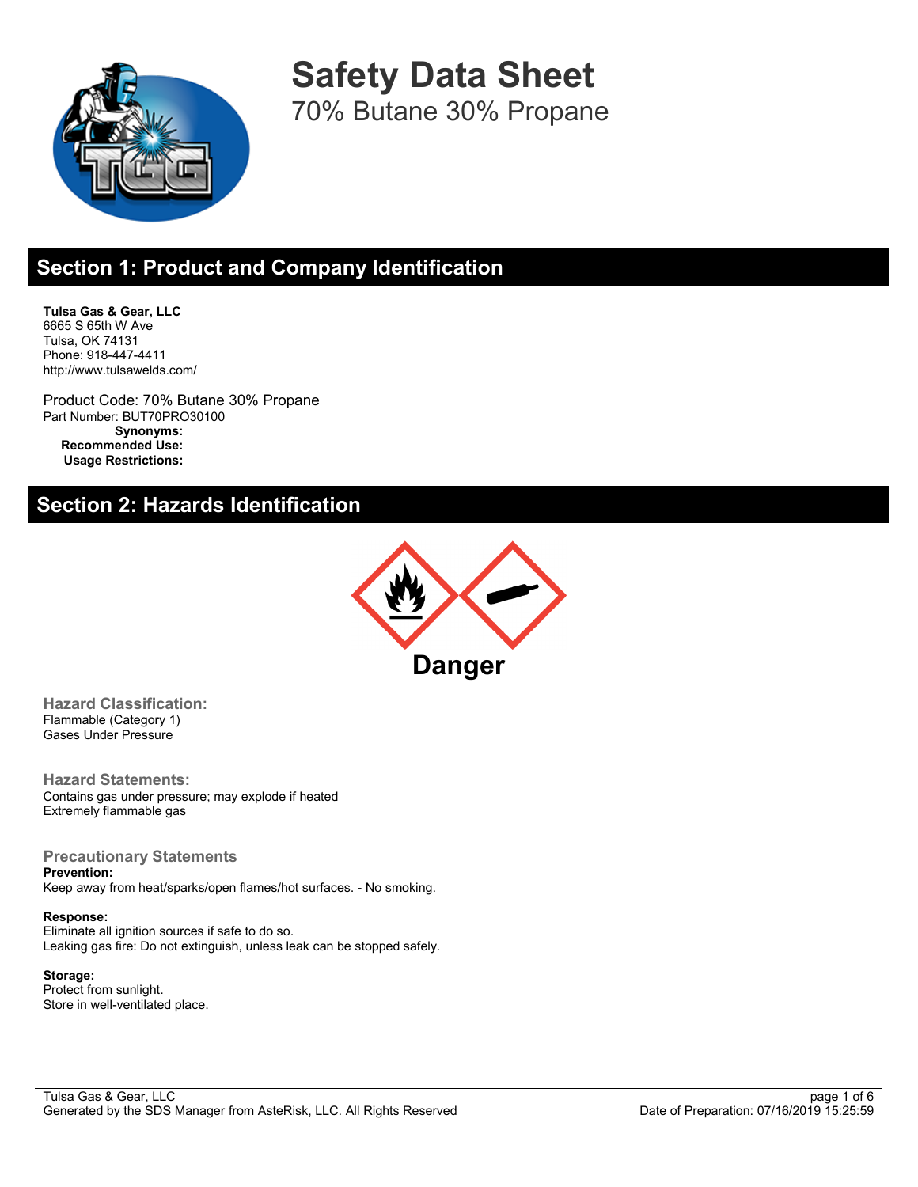# Safety Data Sheet

## 70% Butane 30% Propane

## Section 1: Product and Company Identification

**Tulsa Gas & Gear, LLC**
6665 S 65th W Ave
Tulsa, OK 74131
Phone: 918-447-4411
http://www.tulsawelds.com/

Product Code: 70% Butane 30% Propane
Part Number: BUT70PRO30100
**Synonyms:**
**Recommended Use:**
**Usage Restrictions:**

## Section 2: Hazards Identification

**Danger**

### Hazard Classification:

Flammable (Category 1)
Gases Under Pressure

### Hazard Statements:

Contains gas under pressure; may explode if heated
Extremely flammable gas

### Precautionary Statements

**Prevention:**
Keep away from heat/sparks/open flames/hot surfaces. - No smoking.

**Response:**
Eliminate all ignition sources if safe to do so.
Leaking gas fire: Do not extinguish, unless leak can be stopped safely.

**Storage:**
Protect from sunlight.
Store in well-ventilated place.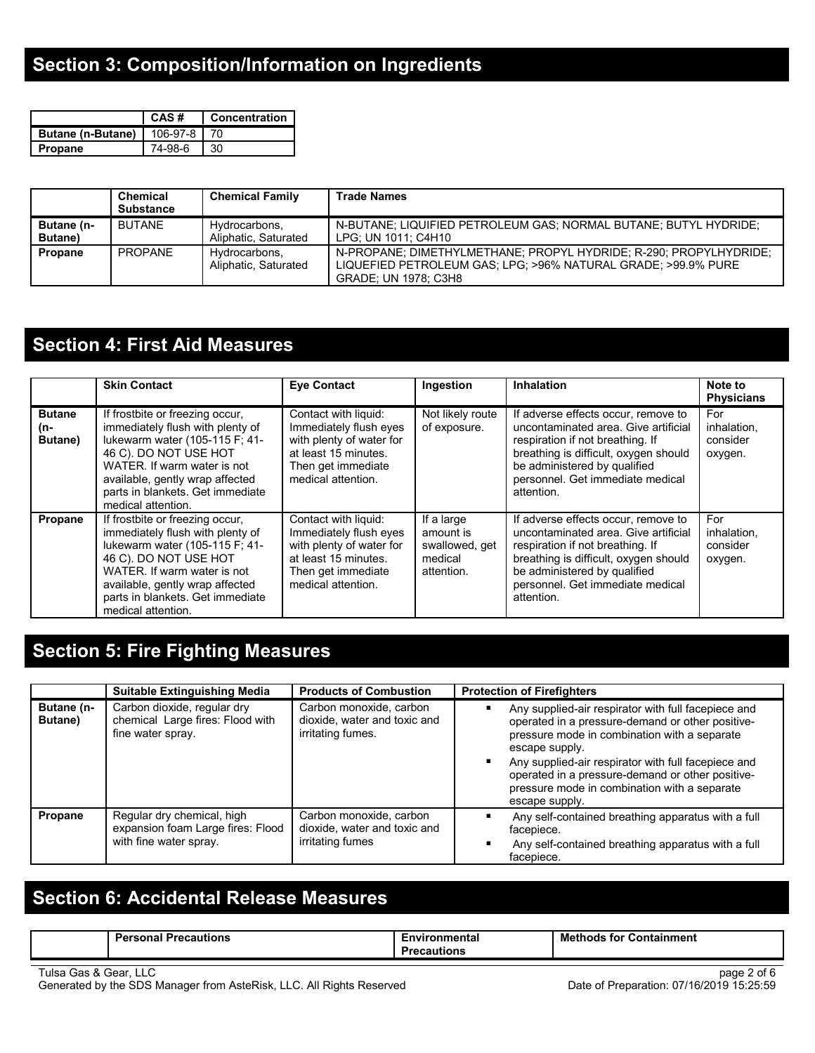## Section 3: Composition/Information on Ingredients

| | CAS # | Concentration |
|---|---|---|
| **Butane (n-Butane)** | 106-97-8 | 70 |
| **Propane** | 74-98-6 | 30 |

| | Chemical Substance | Chemical Family | Trade Names |
|---|---|---|---|
| **Butane (n-Butane)** | BUTANE | Hydrocarbons, Aliphatic, Saturated | N-BUTANE; LIQUIFIED PETROLEUM GAS; NORMAL BUTANE; BUTYL HYDRIDE; LPG; UN 1011; C4H10 |
| **Propane** | PROPANE | Hydrocarbons, Aliphatic, Saturated | N-PROPANE; DIMETHYLMETHANE; PROPYL HYDRIDE; R-290; PROPYLHYDRIDE; LIQUEFIED PETROLEUM GAS; LPG; >96% NATURAL GRADE; >99.9% PURE GRADE; UN 1978; C3H8 |

## Section 4: First Aid Measures

| | Skin Contact | Eye Contact | Ingestion | Inhalation | Note to Physicians |
|---|---|---|---|---|---|
| **Butane (n-Butane)** | If frostbite or freezing occur, immediately flush with plenty of lukewarm water (105-115 F; 41-46 C). DO NOT USE HOT WATER. If warm water is not available, gently wrap affected parts in blankets. Get immediate medical attention. | Contact with liquid: Immediately flush eyes with plenty of water for at least 15 minutes. Then get immediate medical attention. | Not likely route of exposure. | If adverse effects occur, remove to uncontaminated area. Give artificial respiration if not breathing. If breathing is difficult, oxygen should be administered by qualified personnel. Get immediate medical attention. | For inhalation, consider oxygen. |
| **Propane** | If frostbite or freezing occur, immediately flush with plenty of lukewarm water (105-115 F; 41-46 C). DO NOT USE HOT WATER. If warm water is not available, gently wrap affected parts in blankets. Get immediate medical attention. | Contact with liquid: Immediately flush eyes with plenty of water for at least 15 minutes. Then get immediate medical attention. | If a large amount is swallowed, get medical attention. | If adverse effects occur, remove to uncontaminated area. Give artificial respiration if not breathing. If breathing is difficult, oxygen should be administered by qualified personnel. Get immediate medical attention. | For inhalation, consider oxygen. |

## Section 5: Fire Fighting Measures

| | Suitable Extinguishing Media | Products of Combustion | Protection of Firefighters |
|---|---|---|---|
| **Butane (n-Butane)** | Carbon dioxide, regular dry chemical Large fires: Flood with fine water spray. | Carbon monoxide, carbon dioxide, water and toxic and irritating fumes. | ▪ Any supplied-air respirator with full facepiece and operated in a pressure-demand or other positive-pressure mode in combination with a separate escape supply. ▪ Any supplied-air respirator with full facepiece and operated in a pressure-demand or other positive-pressure mode in combination with a separate escape supply. |
| **Propane** | Regular dry chemical, high expansion foam Large fires: Flood with fine water spray. | Carbon monoxide, carbon dioxide, water and toxic and irritating fumes | ▪ Any self-contained breathing apparatus with a full facepiece. ▪ Any self-contained breathing apparatus with a full facepiece. |

## Section 6: Accidental Release Measures

| | Personal Precautions | Environmental Precautions | Methods for Containment |
|---|---|---|---|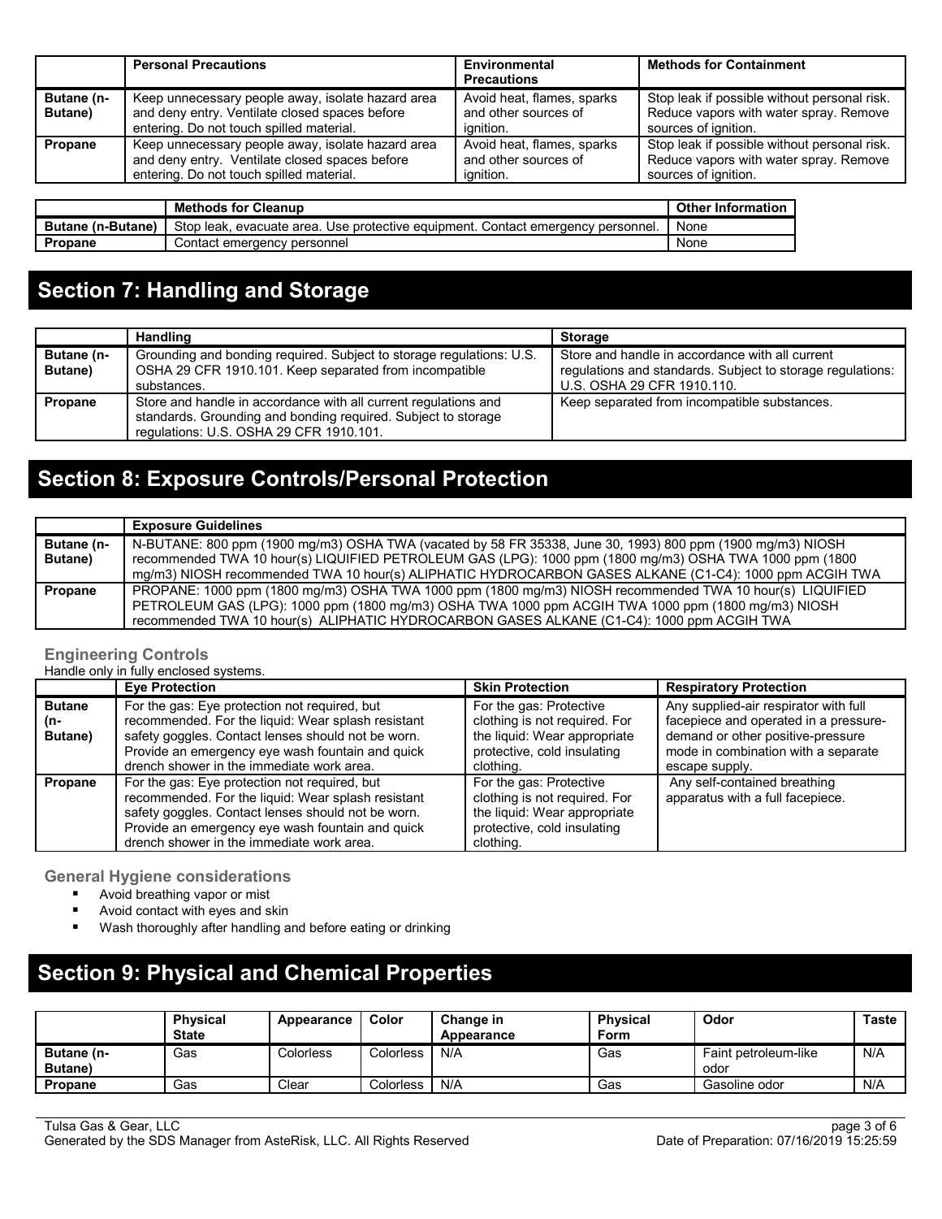| | Personal Precautions | Environmental Precautions | Methods for Containment |
| --- | --- | --- | --- |
| **Butane (n-Butane)** | Keep unnecessary people away, isolate hazard area and deny entry. Ventilate closed spaces before entering. Do not touch spilled material. | Avoid heat, flames, sparks and other sources of ignition. | Stop leak if possible without personal risk. Reduce vapors with water spray. Remove sources of ignition. |
| **Propane** | Keep unnecessary people away, isolate hazard area and deny entry. Ventilate closed spaces before entering. Do not touch spilled material. | Avoid heat, flames, sparks and other sources of ignition. | Stop leak if possible without personal risk. Reduce vapors with water spray. Remove sources of ignition. |

| | Methods for Cleanup | Other Information |
| --- | --- | --- |
| **Butane (n-Butane)** | Stop leak, evacuate area. Use protective equipment. Contact emergency personnel. | None |
| **Propane** | Contact emergency personnel | None |

# Section 7: Handling and Storage

| | Handling | Storage |
| --- | --- | --- |
| **Butane (n-Butane)** | Grounding and bonding required. Subject to storage regulations: U.S. OSHA 29 CFR 1910.101. Keep separated from incompatible substances. | Store and handle in accordance with all current regulations and standards. Subject to storage regulations: U.S. OSHA 29 CFR 1910.110. |
| **Propane** | Store and handle in accordance with all current regulations and standards. Grounding and bonding required. Subject to storage regulations: U.S. OSHA 29 CFR 1910.101. | Keep separated from incompatible substances. |

# Section 8: Exposure Controls/Personal Protection

| | Exposure Guidelines |
| --- | --- |
| **Butane (n-Butane)** | N-BUTANE: 800 ppm (1900 mg/m3) OSHA TWA (vacated by 58 FR 35338, June 30, 1993) 800 ppm (1900 mg/m3) NIOSH recommended TWA 10 hour(s) LIQUIFIED PETROLEUM GAS (LPG): 1000 ppm (1800 mg/m3) OSHA TWA 1000 ppm (1800 mg/m3) NIOSH recommended TWA 10 hour(s) ALIPHATIC HYDROCARBON GASES ALKANE (C1-C4): 1000 ppm ACGIH TWA |
| **Propane** | PROPANE: 1000 ppm (1800 mg/m3) OSHA TWA 1000 ppm (1800 mg/m3) NIOSH recommended TWA 10 hour(s) LIQUIFIED PETROLEUM GAS (LPG): 1000 ppm (1800 mg/m3) OSHA TWA 1000 ppm ACGIH TWA 1000 ppm (1800 mg/m3) NIOSH recommended TWA 10 hour(s) ALIPHATIC HYDROCARBON GASES ALKANE (C1-C4): 1000 ppm ACGIH TWA |

### Engineering Controls

Handle only in fully enclosed systems.

| | Eye Protection | Skin Protection | Respiratory Protection |
| --- | --- | --- | --- |
| **Butane (n-Butane)** | For the gas: Eye protection not required, but recommended. For the liquid: Wear splash resistant safety goggles. Contact lenses should not be worn. Provide an emergency eye wash fountain and quick drench shower in the immediate work area. | For the gas: Protective clothing is not required. For the liquid: Wear appropriate protective, cold insulating clothing. | Any supplied-air respirator with full facepiece and operated in a pressure-demand or other positive-pressure mode in combination with a separate escape supply. |
| **Propane** | For the gas: Eye protection not required, but recommended. For the liquid: Wear splash resistant safety goggles. Contact lenses should not be worn. Provide an emergency eye wash fountain and quick drench shower in the immediate work area. | For the gas: Protective clothing is not required. For the liquid: Wear appropriate protective, cold insulating clothing. | Any self-contained breathing apparatus with a full facepiece. |

### General Hygiene considerations

- Avoid breathing vapor or mist
- Avoid contact with eyes and skin
- Wash thoroughly after handling and before eating or drinking

# Section 9: Physical and Chemical Properties

| | Physical State | Appearance | Color | Change in Appearance | Physical Form | Odor | Taste |
| --- | --- | --- | --- | --- | --- | --- | --- |
| **Butane (n-Butane)** | Gas | Colorless | Colorless | N/A | Gas | Faint petroleum-like odor | N/A |
| **Propane** | Gas | Clear | Colorless | N/A | Gas | Gasoline odor | N/A |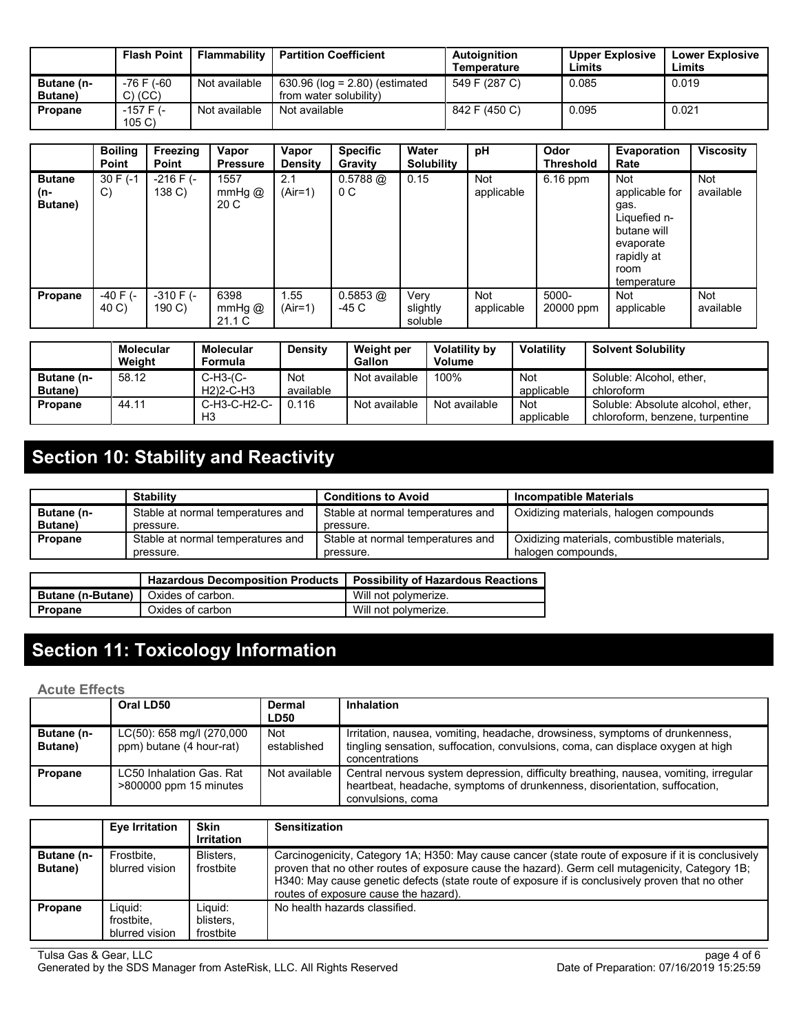| | Flash Point | Flammability | Partition Coefficient | Autoignition Temperature | Upper Explosive Limits | Lower Explosive Limits |
|---|---|---|---|---|---|---|
| **Butane (n-Butane)** | -76 F (-60 C) (CC) | Not available | 630.96 (log = 2.80) (estimated from water solubility) | 549 F (287 C) | 0.085 | 0.019 |
| **Propane** | -157 F (-105 C) | Not available | Not available | 842 F (450 C) | 0.095 | 0.021 |

| | Boiling Point | Freezing Point | Vapor Pressure | Vapor Density | Specific Gravity | Water Solubility | pH | Odor Threshold | Evaporation Rate | Viscosity |
|---|---|---|---|---|---|---|---|---|---|---|
| **Butane (n-Butane)** | 30 F (-1 C) | -216 F (-138 C) | 1557 mmHg @ 20 C | 2.1 (Air=1) | 0.5788 @ 0 C | 0.15 | Not applicable | 6.16 ppm | Not applicable for gas. Liquefied n-butane will evaporate rapidly at room temperature | Not available |
| **Propane** | -40 F (-40 C) | -310 F (-190 C) | 6398 mmHg @ 21.1 C | 1.55 (Air=1) | 0.5853 @ -45 C | Very slightly soluble | Not applicable | 5000-20000 ppm | Not applicable | Not available |

| | Molecular Weight | Molecular Formula | Density | Weight per Gallon | Volatility by Volume | Volatility | Solvent Solubility |
|---|---|---|---|---|---|---|---|
| **Butane (n-Butane)** | 58.12 | C-H3-(C-H2)2-C-H3 | Not available | Not available | 100% | Not applicable | Soluble: Alcohol, ether, chloroform |
| **Propane** | 44.11 | C-H3-C-H2-C-H3 | 0.116 | Not available | Not available | Not applicable | Soluble: Absolute alcohol, ether, chloroform, benzene, turpentine |

# Section 10: Stability and Reactivity

| | Stability | Conditions to Avoid | Incompatible Materials |
|---|---|---|---|
| **Butane (n-Butane)** | Stable at normal temperatures and pressure. | Stable at normal temperatures and pressure. | Oxidizing materials, halogen compounds |
| **Propane** | Stable at normal temperatures and pressure. | Stable at normal temperatures and pressure. | Oxidizing materials, combustible materials, halogen compounds, |

| | Hazardous Decomposition Products | Possibility of Hazardous Reactions |
|---|---|---|
| **Butane (n-Butane)** | Oxides of carbon. | Will not polymerize. |
| **Propane** | Oxides of carbon | Will not polymerize. |

# Section 11: Toxicology Information

### Acute Effects

| | Oral LD50 | Dermal LD50 | Inhalation |
|---|---|---|---|
| **Butane (n-Butane)** | LC(50): 658 mg/l (270,000 ppm) butane (4 hour-rat) | Not established | Irritation, nausea, vomiting, headache, drowsiness, symptoms of drunkenness, tingling sensation, suffocation, convulsions, coma, can displace oxygen at high concentrations |
| **Propane** | LC50 Inhalation Gas. Rat >800000 ppm 15 minutes | Not available | Central nervous system depression, difficulty breathing, nausea, vomiting, irregular heartbeat, headache, symptoms of drunkenness, disorientation, suffocation, convulsions, coma |

| | Eye Irritation | Skin Irritation | Sensitization |
|---|---|---|---|
| **Butane (n-Butane)** | Frostbite, blurred vision | Blisters, frostbite | Carcinogenicity, Category 1A; H350: May cause cancer (state route of exposure if it is conclusively proven that no other routes of exposure cause the hazard). Germ cell mutagenicity, Category 1B; H340: May cause genetic defects (state route of exposure if is conclusively proven that no other routes of exposure cause the hazard). |
| **Propane** | Liquid: frostbite, blurred vision | Liquid: blisters, frostbite | No health hazards classified. |

Tulsa Gas & Gear, LLC
Generated by the SDS Manager from AsteRisk, LLC. All Rights Reserved
Date of Preparation: 07/16/2019 15:25:59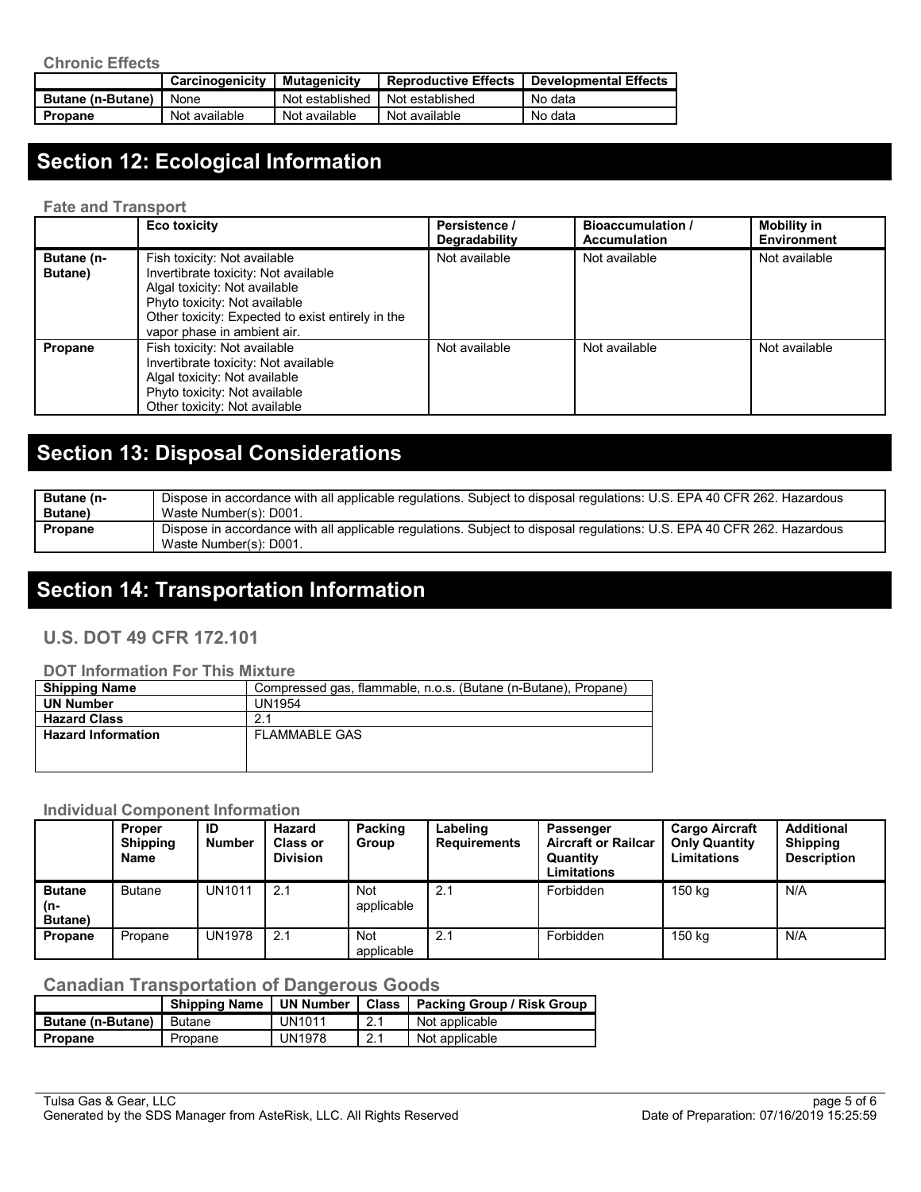**Chronic Effects**

| | Carcinogenicity | Mutagenicity | Reproductive Effects | Developmental Effects |
|---|---|---|---|---|
| **Butane (n-Butane)** | None | Not established | Not established | No data |
| **Propane** | Not available | Not available | Not available | No data |

# Section 12: Ecological Information

**Fate and Transport**

| | Eco toxicity | Persistence / Degradability | Bioaccumulation / Accumulation | Mobility in Environment |
|---|---|---|---|---|
| **Butane (n-Butane)** | Fish toxicity: Not available<br>Invertibrate toxicity: Not available<br>Algal toxicity: Not available<br>Phyto toxicity: Not available<br>Other toxicity: Expected to exist entirely in the vapor phase in ambient air. | Not available | Not available | Not available |
| **Propane** | Fish toxicity: Not available<br>Invertibrate toxicity: Not available<br>Algal toxicity: Not available<br>Phyto toxicity: Not available<br>Other toxicity: Not available | Not available | Not available | Not available |

# Section 13: Disposal Considerations

| | |
|---|---|
| **Butane (n-Butane)** | Dispose in accordance with all applicable regulations. Subject to disposal regulations: U.S. EPA 40 CFR 262. Hazardous Waste Number(s): D001. |
| **Propane** | Dispose in accordance with all applicable regulations. Subject to disposal regulations: U.S. EPA 40 CFR 262. Hazardous Waste Number(s): D001. |

# Section 14: Transportation Information

## U.S. DOT 49 CFR 172.101

**DOT Information For This Mixture**

| | |
|---|---|
| **Shipping Name** | Compressed gas, flammable, n.o.s. (Butane (n-Butane), Propane) |
| **UN Number** | UN1954 |
| **Hazard Class** | 2.1 |
| **Hazard Information** | FLAMMABLE GAS |

**Individual Component Information**

| | Proper Shipping Name | ID Number | Hazard Class or Division | Packing Group | Labeling Requirements | Passenger Aircraft or Railcar Quantity Limitations | Cargo Aircraft Only Quantity Limitations | Additional Shipping Description |
|---|---|---|---|---|---|---|---|---|
| **Butane (n-Butane)** | Butane | UN1011 | 2.1 | Not applicable | 2.1 | Forbidden | 150 kg | N/A |
| **Propane** | Propane | UN1978 | 2.1 | Not applicable | 2.1 | Forbidden | 150 kg | N/A |

## Canadian Transportation of Dangerous Goods

| | Shipping Name | UN Number | Class | Packing Group / Risk Group |
|---|---|---|---|---|
| **Butane (n-Butane)** | Butane | UN1011 | 2.1 | Not applicable |
| **Propane** | Propane | UN1978 | 2.1 | Not applicable |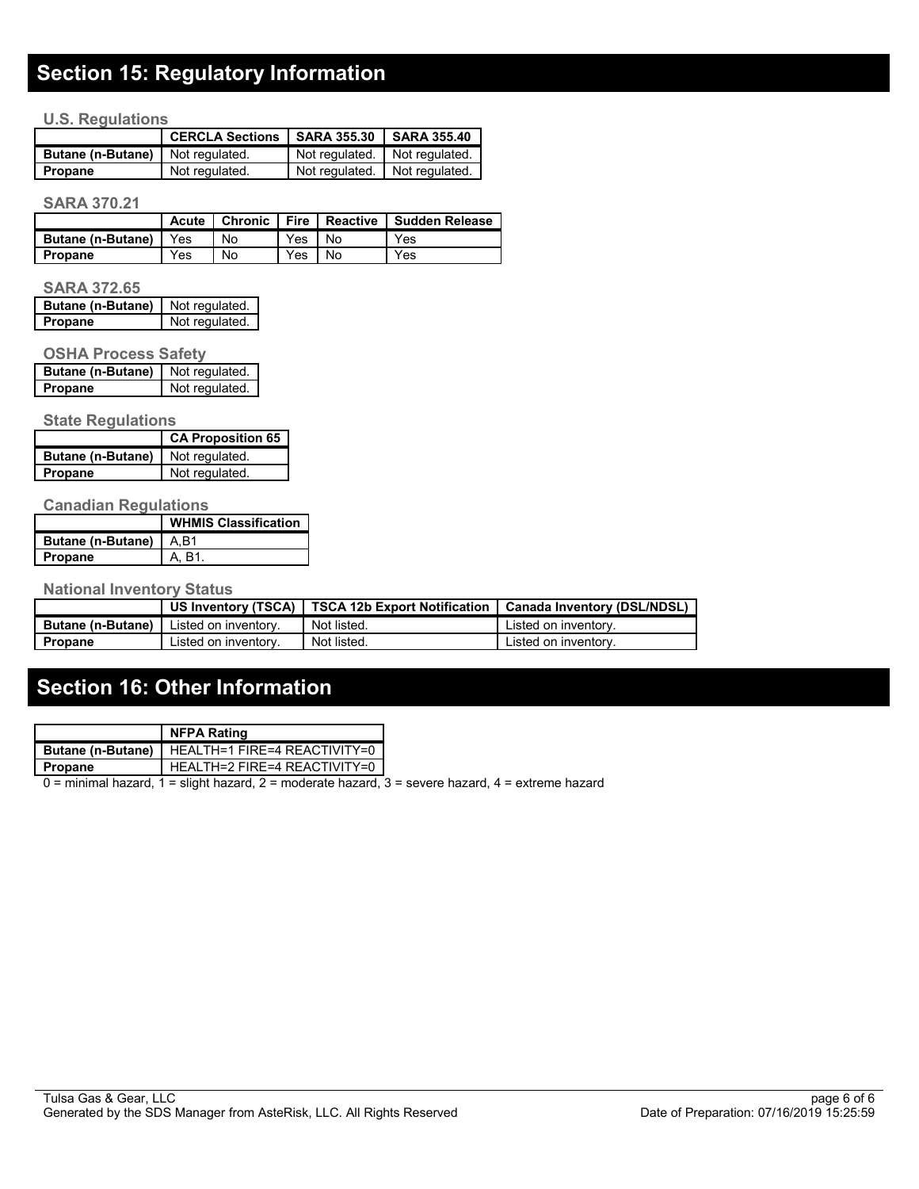# Section 15: Regulatory Information

### U.S. Regulations

| | CERCLA Sections | SARA 355.30 | SARA 355.40 |
|---|---|---|---|
| **Butane (n-Butane)** | Not regulated. | Not regulated. | Not regulated. |
| **Propane** | Not regulated. | Not regulated. | Not regulated. |

### SARA 370.21

| | Acute | Chronic | Fire | Reactive | Sudden Release |
|---|---|---|---|---|---|
| **Butane (n-Butane)** | Yes | No | Yes | No | Yes |
| **Propane** | Yes | No | Yes | No | Yes |

### SARA 372.65

| | |
|---|---|
| **Butane (n-Butane)** | Not regulated. |
| **Propane** | Not regulated. |

### OSHA Process Safety

| | |
|---|---|
| **Butane (n-Butane)** | Not regulated. |
| **Propane** | Not regulated. |

### State Regulations

| | CA Proposition 65 |
|---|---|
| **Butane (n-Butane)** | Not regulated. |
| **Propane** | Not regulated. |

### Canadian Regulations

| | WHMIS Classification |
|---|---|
| **Butane (n-Butane)** | A,B1 |
| **Propane** | A, B1. |

### National Inventory Status

| | US Inventory (TSCA) | TSCA 12b Export Notification | Canada Inventory (DSL/NDSL) |
|---|---|---|---|
| **Butane (n-Butane)** | Listed on inventory. | Not listed. | Listed on inventory. |
| **Propane** | Listed on inventory. | Not listed. | Listed on inventory. |

# Section 16: Other Information

| | NFPA Rating |
|---|---|
| **Butane (n-Butane)** | HEALTH=1 FIRE=4 REACTIVITY=0 |
| **Propane** | HEALTH=2 FIRE=4 REACTIVITY=0 |

0 = minimal hazard, 1 = slight hazard, 2 = moderate hazard, 3 = severe hazard, 4 = extreme hazard

Tulsa Gas & Gear, LLC
Generated by the SDS Manager from AsteRisk, LLC. All Rights Reserved

Date of Preparation: 07/16/2019 15:25:59